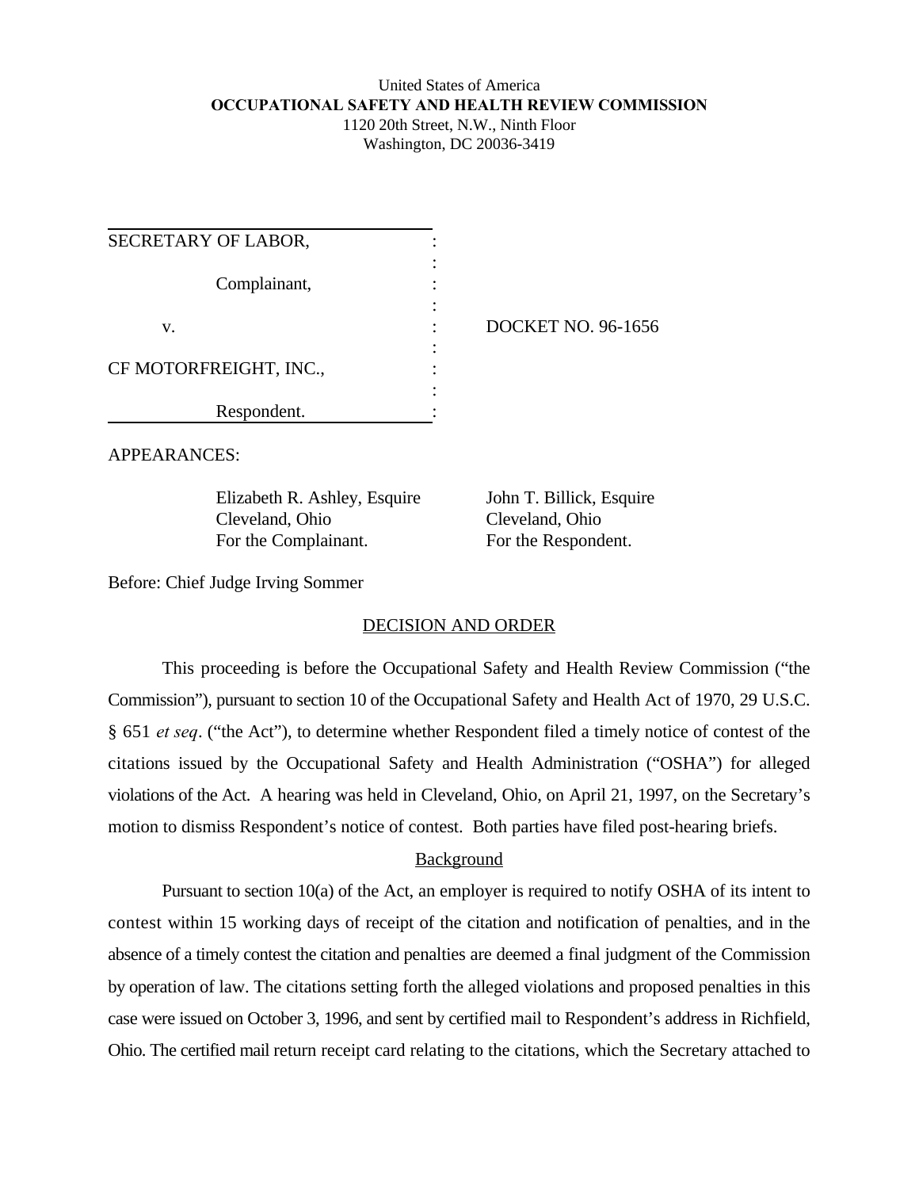United States of America
**OCCUPATIONAL SAFETY AND HEALTH REVIEW COMMISSION**
1120 20th Street, N.W., Ninth Floor
Washington, DC 20036-3419

| | | |
|---|---|---|
| SECRETARY OF LABOR, | : | |
| | : | |
| Complainant, | : | |
| | : | |
| v. | : | DOCKET NO. 96-1656 |
| | : | |
| CF MOTORFREIGHT, INC., | : | |
| | : | |
| Respondent. | : | |

APPEARANCES:

| | |
|---|---|
| Elizabeth R. Ashley, Esquire | John T. Billick, Esquire |
| Cleveland, Ohio | Cleveland, Ohio |
| For the Complainant. | For the Respondent. |

Before: Chief Judge Irving Sommer

## DECISION AND ORDER

This proceeding is before the Occupational Safety and Health Review Commission ("the Commission"), pursuant to section 10 of the Occupational Safety and Health Act of 1970, 29 U.S.C. § 651 *et seq*. ("the Act"), to determine whether Respondent filed a timely notice of contest of the citations issued by the Occupational Safety and Health Administration ("OSHA") for alleged violations of the Act. A hearing was held in Cleveland, Ohio, on April 21, 1997, on the Secretary's motion to dismiss Respondent's notice of contest. Both parties have filed post-hearing briefs.

### Background

Pursuant to section 10(a) of the Act, an employer is required to notify OSHA of its intent to contest within 15 working days of receipt of the citation and notification of penalties, and in the absence of a timely contest the citation and penalties are deemed a final judgment of the Commission by operation of law. The citations setting forth the alleged violations and proposed penalties in this case were issued on October 3, 1996, and sent by certified mail to Respondent's address in Richfield, Ohio. The certified mail return receipt card relating to the citations, which the Secretary attached to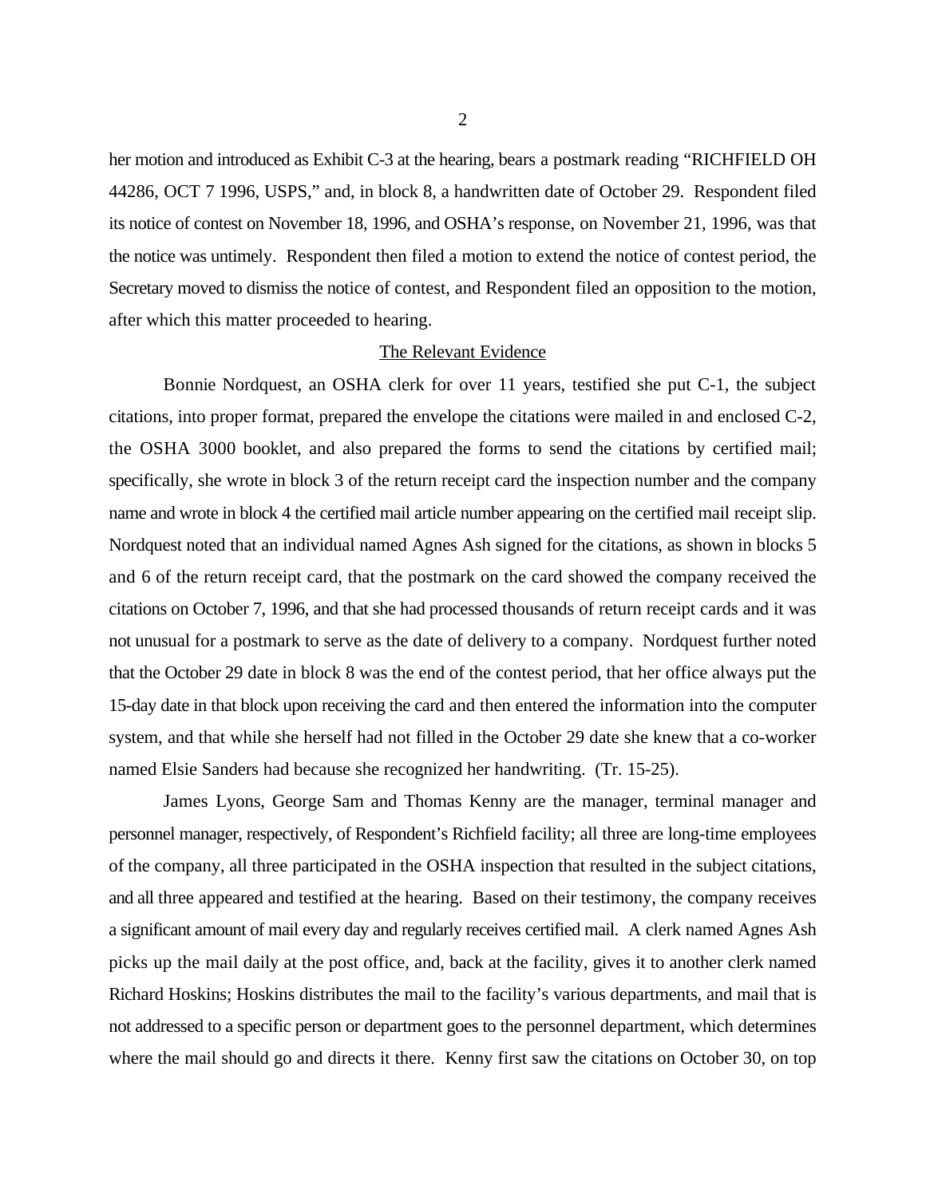her motion and introduced as Exhibit C-3 at the hearing, bears a postmark reading "RICHFIELD OH 44286, OCT 7 1996, USPS," and, in block 8, a handwritten date of October 29. Respondent filed its notice of contest on November 18, 1996, and OSHA's response, on November 21, 1996, was that the notice was untimely. Respondent then filed a motion to extend the notice of contest period, the Secretary moved to dismiss the notice of contest, and Respondent filed an opposition to the motion, after which this matter proceeded to hearing.

## The Relevant Evidence

Bonnie Nordquest, an OSHA clerk for over 11 years, testified she put C-1, the subject citations, into proper format, prepared the envelope the citations were mailed in and enclosed C-2, the OSHA 3000 booklet, and also prepared the forms to send the citations by certified mail; specifically, she wrote in block 3 of the return receipt card the inspection number and the company name and wrote in block 4 the certified mail article number appearing on the certified mail receipt slip. Nordquest noted that an individual named Agnes Ash signed for the citations, as shown in blocks 5 and 6 of the return receipt card, that the postmark on the card showed the company received the citations on October 7, 1996, and that she had processed thousands of return receipt cards and it was not unusual for a postmark to serve as the date of delivery to a company. Nordquest further noted that the October 29 date in block 8 was the end of the contest period, that her office always put the 15-day date in that block upon receiving the card and then entered the information into the computer system, and that while she herself had not filled in the October 29 date she knew that a co-worker named Elsie Sanders had because she recognized her handwriting. (Tr. 15-25).

James Lyons, George Sam and Thomas Kenny are the manager, terminal manager and personnel manager, respectively, of Respondent's Richfield facility; all three are long-time employees of the company, all three participated in the OSHA inspection that resulted in the subject citations, and all three appeared and testified at the hearing. Based on their testimony, the company receives a significant amount of mail every day and regularly receives certified mail. A clerk named Agnes Ash picks up the mail daily at the post office, and, back at the facility, gives it to another clerk named Richard Hoskins; Hoskins distributes the mail to the facility's various departments, and mail that is not addressed to a specific person or department goes to the personnel department, which determines where the mail should go and directs it there. Kenny first saw the citations on October 30, on top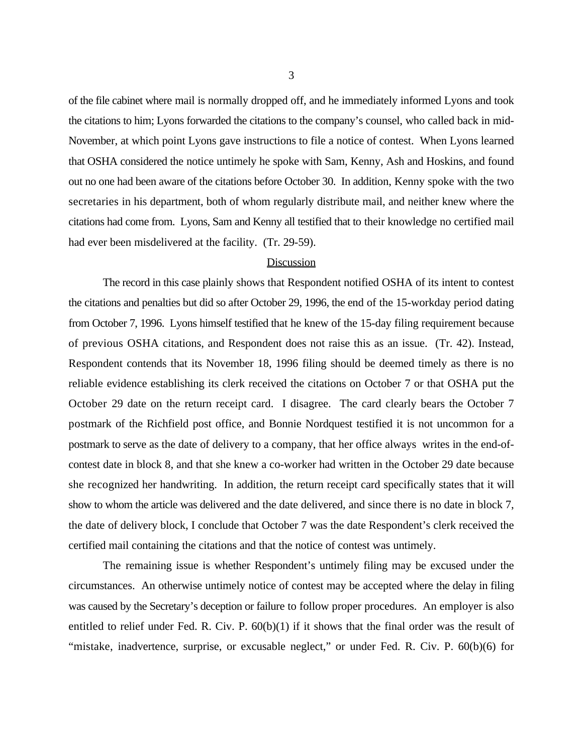of the file cabinet where mail is normally dropped off, and he immediately informed Lyons and took the citations to him; Lyons forwarded the citations to the company's counsel, who called back in mid-November, at which point Lyons gave instructions to file a notice of contest. When Lyons learned that OSHA considered the notice untimely he spoke with Sam, Kenny, Ash and Hoskins, and found out no one had been aware of the citations before October 30. In addition, Kenny spoke with the two secretaries in his department, both of whom regularly distribute mail, and neither knew where the citations had come from. Lyons, Sam and Kenny all testified that to their knowledge no certified mail had ever been misdelivered at the facility. (Tr. 29-59).

## Discussion

The record in this case plainly shows that Respondent notified OSHA of its intent to contest the citations and penalties but did so after October 29, 1996, the end of the 15-workday period dating from October 7, 1996. Lyons himself testified that he knew of the 15-day filing requirement because of previous OSHA citations, and Respondent does not raise this as an issue. (Tr. 42). Instead, Respondent contends that its November 18, 1996 filing should be deemed timely as there is no reliable evidence establishing its clerk received the citations on October 7 or that OSHA put the October 29 date on the return receipt card. I disagree. The card clearly bears the October 7 postmark of the Richfield post office, and Bonnie Nordquest testified it is not uncommon for a postmark to serve as the date of delivery to a company, that her office always writes in the end-of-contest date in block 8, and that she knew a co-worker had written in the October 29 date because she recognized her handwriting. In addition, the return receipt card specifically states that it will show to whom the article was delivered and the date delivered, and since there is no date in block 7, the date of delivery block, I conclude that October 7 was the date Respondent's clerk received the certified mail containing the citations and that the notice of contest was untimely.

The remaining issue is whether Respondent's untimely filing may be excused under the circumstances. An otherwise untimely notice of contest may be accepted where the delay in filing was caused by the Secretary's deception or failure to follow proper procedures. An employer is also entitled to relief under Fed. R. Civ. P. 60(b)(1) if it shows that the final order was the result of "mistake, inadvertence, surprise, or excusable neglect," or under Fed. R. Civ. P. 60(b)(6) for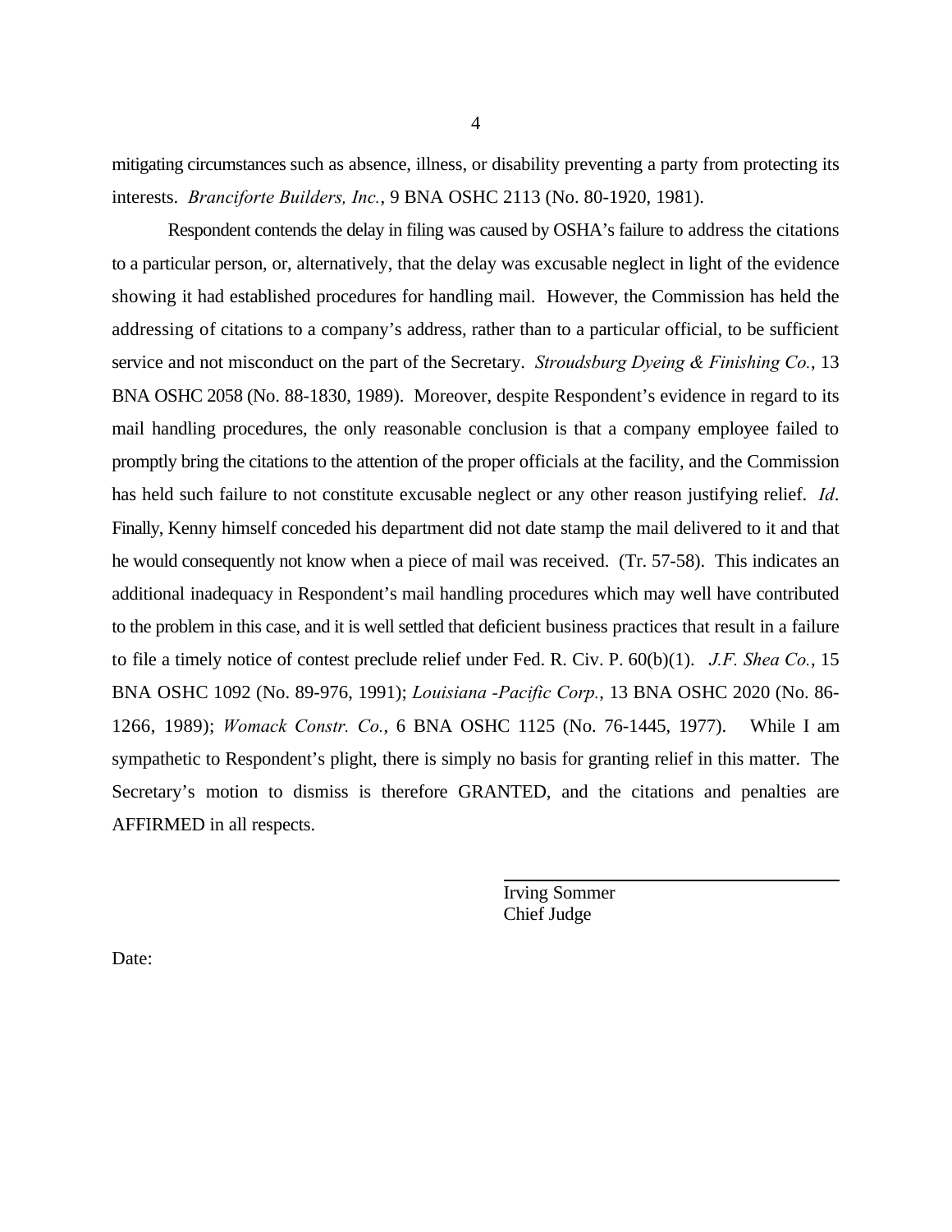mitigating circumstances such as absence, illness, or disability preventing a party from protecting its interests. *Branciforte Builders, Inc.*, 9 BNA OSHC 2113 (No. 80-1920, 1981).

Respondent contends the delay in filing was caused by OSHA's failure to address the citations to a particular person, or, alternatively, that the delay was excusable neglect in light of the evidence showing it had established procedures for handling mail. However, the Commission has held the addressing of citations to a company's address, rather than to a particular official, to be sufficient service and not misconduct on the part of the Secretary. *Stroudsburg Dyeing & Finishing Co.*, 13 BNA OSHC 2058 (No. 88-1830, 1989). Moreover, despite Respondent's evidence in regard to its mail handling procedures, the only reasonable conclusion is that a company employee failed to promptly bring the citations to the attention of the proper officials at the facility, and the Commission has held such failure to not constitute excusable neglect or any other reason justifying relief. *Id*. Finally, Kenny himself conceded his department did not date stamp the mail delivered to it and that he would consequently not know when a piece of mail was received. (Tr. 57-58). This indicates an additional inadequacy in Respondent's mail handling procedures which may well have contributed to the problem in this case, and it is well settled that deficient business practices that result in a failure to file a timely notice of contest preclude relief under Fed. R. Civ. P. 60(b)(1). *J.F. Shea Co.*, 15 BNA OSHC 1092 (No. 89-976, 1991); *Louisiana -Pacific Corp.*, 13 BNA OSHC 2020 (No. 86-1266, 1989); *Womack Constr. Co.*, 6 BNA OSHC 1125 (No. 76-1445, 1977). While I am sympathetic to Respondent's plight, there is simply no basis for granting relief in this matter. The Secretary's motion to dismiss is therefore GRANTED, and the citations and penalties are AFFIRMED in all respects.

Irving Sommer
Chief Judge

Date: